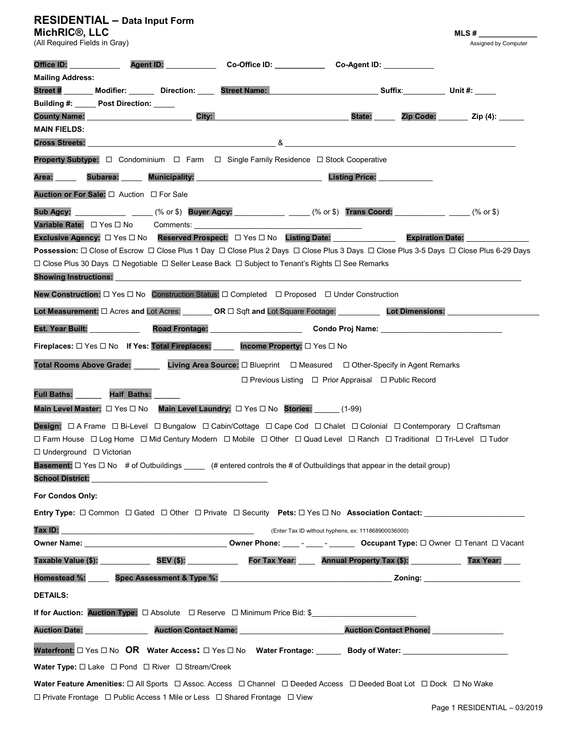# RESIDENTIAL – Data Input Form

**MichRIC®, LLC**

(All Required Fields in Gray)

**MLS #** _____________
Assigned by Computer

**Office ID:** ___________ **Agent ID:** ___________ **Co-Office ID:** ___________ **Co-Agent ID:** ___________

**Mailing Address:**

**Street #** _______ **Modifier:** ______ **Direction:** ____ **Street Name:** ________________________ **Suffix**:__________ **Unit #:** _____

**Building #:** _____ **Post Direction:** _____

**County Name:** ______________________ **City:** ______________________________ **State:** _____ **Zip Code:** _______ **Zip (4):** ______

**MAIN FIELDS:**

**Cross Streets:** ____________________________________________ & ____________________________________________________

**Property Subtype:** ☐ Condominium ☐ Farm ☐ Single Family Residence ☐ Stock Cooperative

**Area:** _____ **Subarea:** _____ **Municipality:** ____________________________ **Listing Price:** ____________

**Auction or For Sale:** ☐ Auction ☐ For Sale

**Sub Agcy:** ___________ _____ (% or $) **Buyer Agcy:** ___________ _____ (% or $) **Trans Coord:** ___________ _____ (% or $)

**Variable Rate:** ☐ Yes ☐ No Comments: ________________________________________

**Exclusive Agency:** ☐ Yes ☐ No **Reserved Prospect:** ☐ Yes ☐ No **Listing Date:** ______________ **Expiration Date:** ______________

**Possession:** ☐ Close of Escrow ☐ Close Plus 1 Day ☐ Close Plus 2 Days ☐ Close Plus 3 Days ☐ Close Plus 3-5 Days ☐ Close Plus 6-29 Days ☐ Close Plus 30 Days ☐ Negotiable ☐ Seller Lease Back ☐ Subject to Tenant's Rights ☐ See Remarks

**Showing Instructions:** ____________________________________________________________________________________________

**New Construction:** ☐ Yes ☐ No Construction Status: ☐ Completed ☐ Proposed ☐ Under Construction

**Lot Measurement:** ☐ Acres **and** Lot Acres: _______ **OR** ☐ Sqft **and** Lot Square Footage: _________ **Lot Dimensions:** _____________________

**Est. Year Built:** ___________ **Road Frontage:** _____________________ **Condo Proj Name:** ____________________________

**Fireplaces:** ☐ Yes ☐ No **If Yes: Total Fireplaces:** _____ **Income Property:** ☐ Yes ☐ No

**Total Rooms Above Grade:** ______ **Living Area Source:** ☐ Blueprint ☐ Measured ☐ Other-Specify in Agent Remarks ☐ Previous Listing ☐ Prior Appraisal ☐ Public Record

**Full Baths:** ______ **Half Baths:** ______

**Main Level Master:** ☐ Yes ☐ No **Main Level Laundry:** ☐ Yes ☐ No **Stories:** ______ (1-99)

**Design:** ☐ A Frame ☐ Bi-Level ☐ Bungalow ☐ Cabin/Cottage ☐ Cape Cod ☐ Chalet ☐ Colonial ☐ Contemporary ☐ Craftsman ☐ Farm House ☐ Log Home ☐ Mid Century Modern ☐ Mobile ☐ Other ☐ Quad Level ☐ Ranch ☐ Traditional ☐ Tri-Level ☐ Tudor ☐ Underground ☐ Victorian

**Basement:** ☐ Yes ☐ No # of Outbuildings _____ (# entered controls the # of Outbuildings that appear in the detail group)

**School District:** ________________________________________

**For Condos Only:**

**Entry Type:** ☐ Common ☐ Gated ☐ Other ☐ Private ☐ Security **Pets:** ☐ Yes ☐ No **Association Contact:** _______________________

**Tax ID:** ____________________________________________ (Enter Tax ID without hyphens, ex: 111868900036000)

**Owner Name:** ________________________________ **Owner Phone:** ____ - ____ - ______ **Occupant Type:** ☐ Owner ☐ Tenant ☐ Vacant

**Taxable Value ($):** ___________ **SEV ($):** ___________ **For Tax Year**: ____ **Annual Property Tax ($):** ___________ **Tax Year:** ____

**Homestead %:** _____ **Spec Assessment & Type %:** ________________________________________ **Zoning:** ______________________

**DETAILS:**

**If for Auction:** **Auction Type:** ☐ Absolute ☐ Reserve ☐ Minimum Price Bid: $________________________

**Auction Date:** _____________ **Auction Contact Name:** ______________________ **Auction Contact Phone:** ________________

**Waterfront:** ☐ Yes ☐ No **OR** **Water Access:** ☐ Yes ☐ No **Water Frontage:** ______ **Body of Water:** ________________________

**Water Type:** ☐ Lake ☐ Pond ☐ River ☐ Stream/Creek

**Water Feature Amenities:** ☐ All Sports ☐ Assoc. Access ☐ Channel ☐ Deeded Access ☐ Deeded Boat Lot ☐ Dock ☐ No Wake ☐ Private Frontage ☐ Public Access 1 Mile or Less ☐ Shared Frontage ☐ View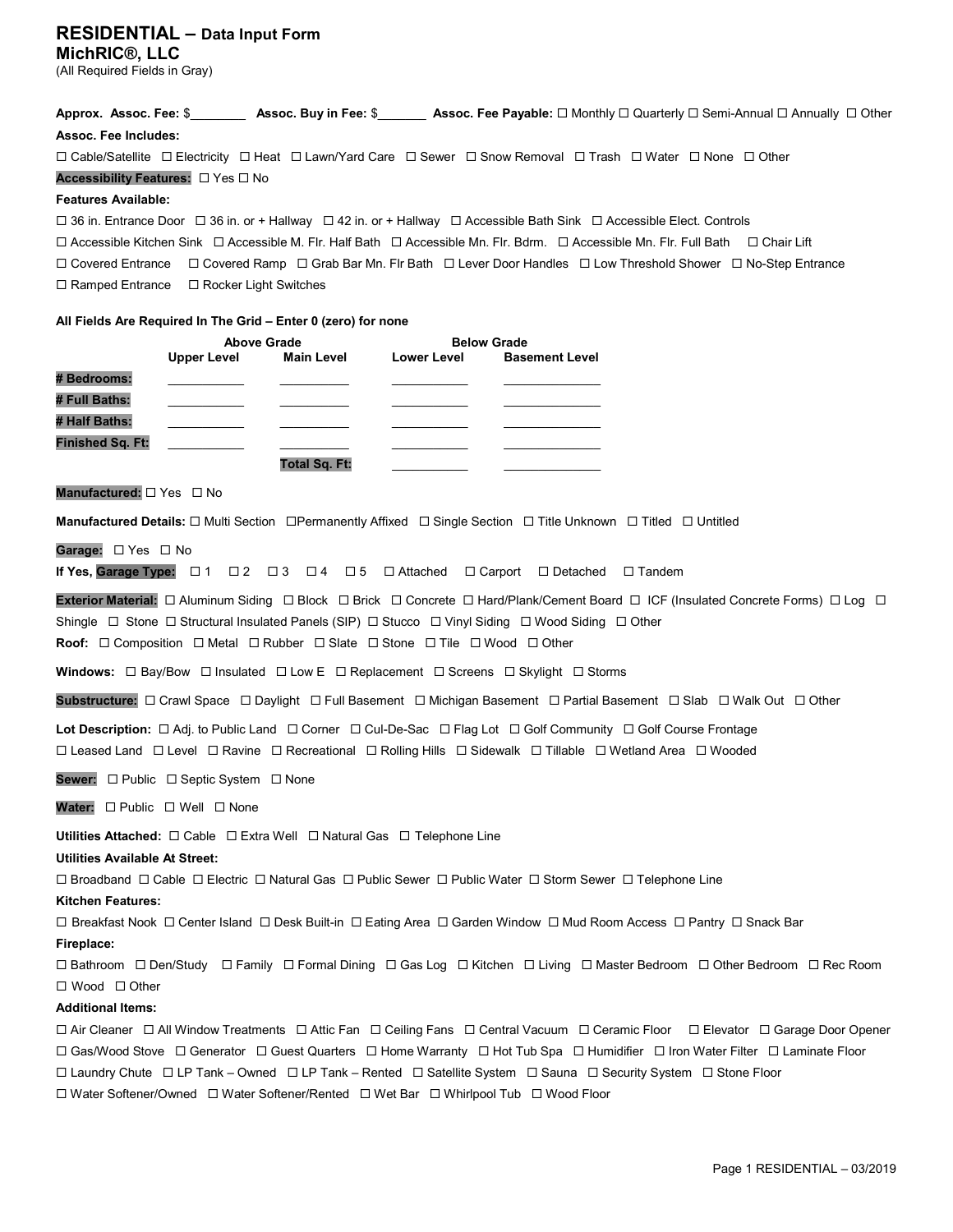# RESIDENTIAL – Data Input Form

**MichRIC®, LLC**

(All Required Fields in Gray)

**Approx. Assoc. Fee:** $________ **Assoc. Buy in Fee:** $_______ **Assoc. Fee Payable:** ☐ Monthly ☐ Quarterly ☐ Semi-Annual ☐ Annually ☐ Other

**Assoc. Fee Includes:**

☐ Cable/Satellite ☐ Electricity ☐ Heat ☐ Lawn/Yard Care ☐ Sewer ☐ Snow Removal ☐ Trash ☐ Water ☐ None ☐ Other

**Accessibility Features:** ☐ Yes ☐ No

**Features Available:**

☐ 36 in. Entrance Door ☐ 36 in. or + Hallway ☐ 42 in. or + Hallway ☐ Accessible Bath Sink ☐ Accessible Elect. Controls

☐ Accessible Kitchen Sink ☐ Accessible M. Flr. Half Bath ☐ Accessible Mn. Flr. Bdrm. ☐ Accessible Mn. Flr. Full Bath ☐ Chair Lift

☐ Covered Entrance ☐ Covered Ramp ☐ Grab Bar Mn. Flr Bath ☐ Lever Door Handles ☐ Low Threshold Shower ☐ No-Step Entrance

☐ Ramped Entrance ☐ Rocker Light Switches

**All Fields Are Required In The Grid – Enter 0 (zero) for none**

| | Above Grade | | Below Grade | |
|---|---|---|---|---|
| | **Upper Level** | **Main Level** | **Lower Level** | **Basement Level** |
| **# Bedrooms:** | ___________ | __________ | ___________ | ______________ |
| **# Full Baths:** | ___________ | __________ | ___________ | ______________ |
| **# Half Baths:** | ___________ | __________ | ___________ | ______________ |
| **Finished Sq. Ft:** | ___________ | __________ | ___________ | ______________ |
| | | **Total Sq. Ft:** | ___________ | ______________ |

**Manufactured:** ☐ Yes ☐ No

**Manufactured Details:** ☐ Multi Section ☐Permanently Affixed ☐ Single Section ☐ Title Unknown ☐ Titled ☐ Untitled

**Garage:** ☐ Yes ☐ No

If Yes, **Garage Type:** ☐ 1 ☐ 2 ☐ 3 ☐ 4 ☐ 5 ☐ Attached ☐ Carport ☐ Detached ☐ Tandem

**Exterior Material:** ☐ Aluminum Siding ☐ Block ☐ Brick ☐ Concrete ☐ Hard/Plank/Cement Board ☐ ICF (Insulated Concrete Forms) ☐ Log ☐ Shingle ☐ Stone ☐ Structural Insulated Panels (SIP) ☐ Stucco ☐ Vinyl Siding ☐ Wood Siding ☐ Other

**Roof:** ☐ Composition ☐ Metal ☐ Rubber ☐ Slate ☐ Stone ☐ Tile ☐ Wood ☐ Other

**Windows:** ☐ Bay/Bow ☐ Insulated ☐ Low E ☐ Replacement ☐ Screens ☐ Skylight ☐ Storms

**Substructure:** ☐ Crawl Space ☐ Daylight ☐ Full Basement ☐ Michigan Basement ☐ Partial Basement ☐ Slab ☐ Walk Out ☐ Other

**Lot Description:** ☐ Adj. to Public Land ☐ Corner ☐ Cul-De-Sac ☐ Flag Lot ☐ Golf Community ☐ Golf Course Frontage

☐ Leased Land ☐ Level ☐ Ravine ☐ Recreational ☐ Rolling Hills ☐ Sidewalk ☐ Tillable ☐ Wetland Area ☐ Wooded

**Sewer:** ☐ Public ☐ Septic System ☐ None

**Water:** ☐ Public ☐ Well ☐ None

**Utilities Attached:** ☐ Cable ☐ Extra Well ☐ Natural Gas ☐ Telephone Line

**Utilities Available At Street:**

☐ Broadband ☐ Cable ☐ Electric ☐ Natural Gas ☐ Public Sewer ☐ Public Water ☐ Storm Sewer ☐ Telephone Line

**Kitchen Features:**

☐ Breakfast Nook ☐ Center Island ☐ Desk Built-in ☐ Eating Area ☐ Garden Window ☐ Mud Room Access ☐ Pantry ☐ Snack Bar

**Fireplace:**

☐ Bathroom ☐ Den/Study ☐ Family ☐ Formal Dining ☐ Gas Log ☐ Kitchen ☐ Living ☐ Master Bedroom ☐ Other Bedroom ☐ Rec Room ☐ Wood ☐ Other

**Additional Items:**

☐ Air Cleaner ☐ All Window Treatments ☐ Attic Fan ☐ Ceiling Fans ☐ Central Vacuum ☐ Ceramic Floor ☐ Elevator ☐ Garage Door Opener

☐ Gas/Wood Stove ☐ Generator ☐ Guest Quarters ☐ Home Warranty ☐ Hot Tub Spa ☐ Humidifier ☐ Iron Water Filter ☐ Laminate Floor

☐ Laundry Chute ☐ LP Tank – Owned ☐ LP Tank – Rented ☐ Satellite System ☐ Sauna ☐ Security System ☐ Stone Floor

☐ Water Softener/Owned ☐ Water Softener/Rented ☐ Wet Bar ☐ Whirlpool Tub ☐ Wood Floor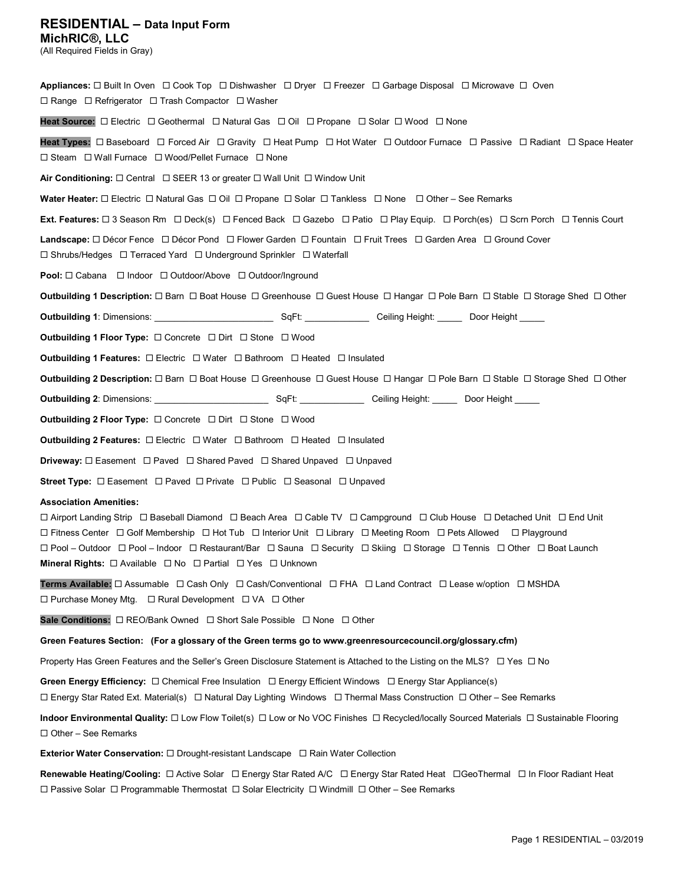# RESIDENTIAL – Data Input Form

**MichRIC®, LLC**

(All Required Fields in Gray)

**Appliances:** ☐ Built In Oven ☐ Cook Top ☐ Dishwasher ☐ Dryer ☐ Freezer ☐ Garbage Disposal ☐ Microwave ☐ Oven ☐ Range ☐ Refrigerator ☐ Trash Compactor ☐ Washer

**Heat Source:** ☐ Electric ☐ Geothermal ☐ Natural Gas ☐ Oil ☐ Propane ☐ Solar ☐ Wood ☐ None

**Heat Types:** ☐ Baseboard ☐ Forced Air ☐ Gravity ☐ Heat Pump ☐ Hot Water ☐ Outdoor Furnace ☐ Passive ☐ Radiant ☐ Space Heater ☐ Steam ☐ Wall Furnace ☐ Wood/Pellet Furnace ☐ None

**Air Conditioning:** ☐ Central ☐ SEER 13 or greater ☐ Wall Unit ☐ Window Unit

**Water Heater:** ☐ Electric ☐ Natural Gas ☐ Oil ☐ Propane ☐ Solar ☐ Tankless ☐ None ☐ Other – See Remarks

**Ext. Features:** ☐ 3 Season Rm ☐ Deck(s) ☐ Fenced Back ☐ Gazebo ☐ Patio ☐ Play Equip. ☐ Porch(es) ☐ Scrn Porch ☐ Tennis Court

**Landscape:** ☐ Décor Fence ☐ Décor Pond ☐ Flower Garden ☐ Fountain ☐ Fruit Trees ☐ Garden Area ☐ Ground Cover ☐ Shrubs/Hedges ☐ Terraced Yard ☐ Underground Sprinkler ☐ Waterfall

**Pool:** ☐ Cabana ☐ Indoor ☐ Outdoor/Above ☐ Outdoor/Inground

**Outbuilding 1 Description:** ☐ Barn ☐ Boat House ☐ Greenhouse ☐ Guest House ☐ Hangar ☐ Pole Barn ☐ Stable ☐ Storage Shed ☐ Other

**Outbuilding 1**: Dimensions: ______________________ SqFt: _____________ Ceiling Height: _____ Door Height _____

**Outbuilding 1 Floor Type:** ☐ Concrete ☐ Dirt ☐ Stone ☐ Wood

**Outbuilding 1 Features:** ☐ Electric ☐ Water ☐ Bathroom ☐ Heated ☐ Insulated

**Outbuilding 2 Description:** ☐ Barn ☐ Boat House ☐ Greenhouse ☐ Guest House ☐ Hangar ☐ Pole Barn ☐ Stable ☐ Storage Shed ☐ Other

**Outbuilding 2**: Dimensions: ______________________ SqFt: _____________ Ceiling Height: _____ Door Height _____

**Outbuilding 2 Floor Type:** ☐ Concrete ☐ Dirt ☐ Stone ☐ Wood

**Outbuilding 2 Features:** ☐ Electric ☐ Water ☐ Bathroom ☐ Heated ☐ Insulated

**Driveway:** ☐ Easement ☐ Paved ☐ Shared Paved ☐ Shared Unpaved ☐ Unpaved

**Street Type:** ☐ Easement ☐ Paved ☐ Private ☐ Public ☐ Seasonal ☐ Unpaved

**Association Amenities:**

☐ Airport Landing Strip ☐ Baseball Diamond ☐ Beach Area ☐ Cable TV ☐ Campground ☐ Club House ☐ Detached Unit ☐ End Unit ☐ Fitness Center ☐ Golf Membership ☐ Hot Tub ☐ Interior Unit ☐ Library ☐ Meeting Room ☐ Pets Allowed ☐ Playground ☐ Pool – Outdoor ☐ Pool – Indoor ☐ Restaurant/Bar ☐ Sauna ☐ Security ☐ Skiing ☐ Storage ☐ Tennis ☐ Other ☐ Boat Launch

**Mineral Rights:** ☐ Available ☐ No ☐ Partial ☐ Yes ☐ Unknown

**Terms Available:** ☐ Assumable ☐ Cash Only ☐ Cash/Conventional ☐ FHA ☐ Land Contract ☐ Lease w/option ☐ MSHDA ☐ Purchase Money Mtg. ☐ Rural Development ☐ VA ☐ Other

**Sale Conditions:** ☐ REO/Bank Owned ☐ Short Sale Possible ☐ None ☐ Other

**Green Features Section: (For a glossary of the Green terms go to www.greenresourcecouncil.org/glossary.cfm)**

Property Has Green Features and the Seller's Green Disclosure Statement is Attached to the Listing on the MLS? ☐ Yes ☐ No

**Green Energy Efficiency:** ☐ Chemical Free Insulation ☐ Energy Efficient Windows ☐ Energy Star Appliance(s) ☐ Energy Star Rated Ext. Material(s) ☐ Natural Day Lighting Windows ☐ Thermal Mass Construction ☐ Other – See Remarks

**Indoor Environmental Quality:** ☐ Low Flow Toilet(s) ☐ Low or No VOC Finishes ☐ Recycled/locally Sourced Materials ☐ Sustainable Flooring ☐ Other – See Remarks

**Exterior Water Conservation:** ☐ Drought-resistant Landscape ☐ Rain Water Collection

**Renewable Heating/Cooling:** ☐ Active Solar ☐ Energy Star Rated A/C ☐ Energy Star Rated Heat ☐GeoThermal ☐ In Floor Radiant Heat ☐ Passive Solar ☐ Programmable Thermostat ☐ Solar Electricity ☐ Windmill ☐ Other – See Remarks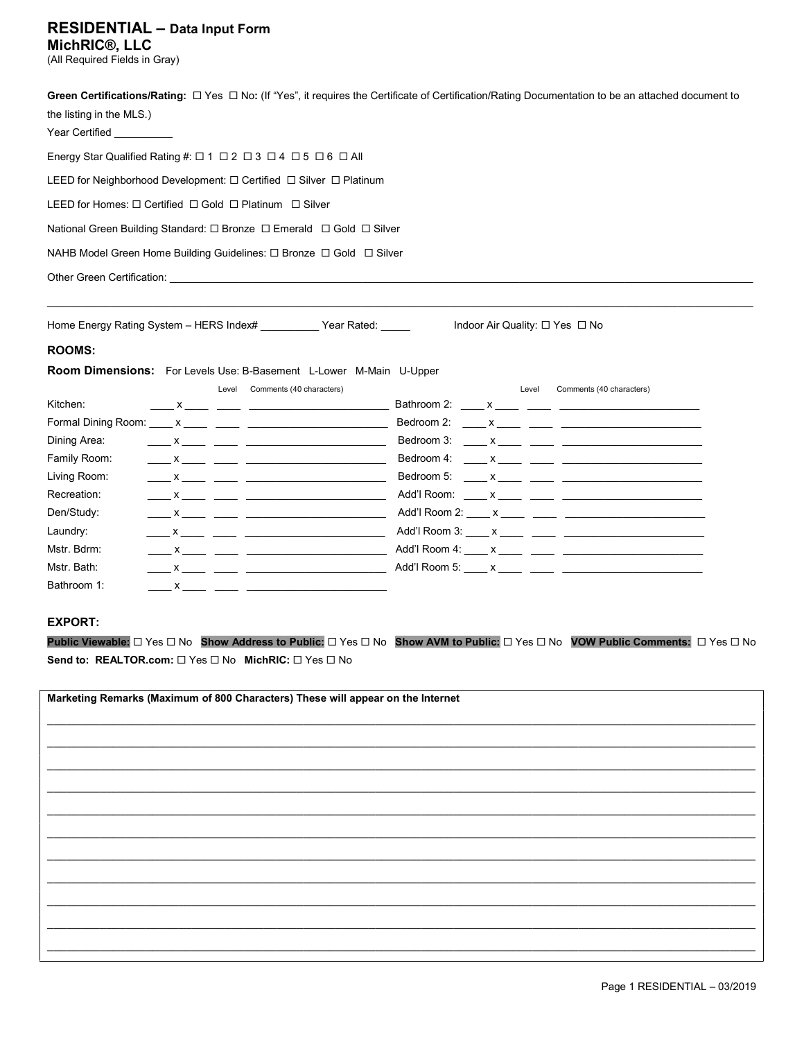# RESIDENTIAL – Data Input Form

## MichRIC®, LLC

(All Required Fields in Gray)

**Green Certifications/Rating:** ☐ Yes ☐ No**:** (If "Yes", it requires the Certificate of Certification/Rating Documentation to be an attached document to the listing in the MLS.)

Year Certified __________

Energy Star Qualified Rating #: ☐ 1 ☐ 2 ☐ 3 ☐ 4 ☐ 5 ☐ 6 ☐ All

LEED for Neighborhood Development: ☐ Certified ☐ Silver ☐ Platinum

LEED for Homes: ☐ Certified ☐ Gold ☐ Platinum ☐ Silver

National Green Building Standard: ☐ Bronze ☐ Emerald ☐ Gold ☐ Silver

NAHB Model Green Home Building Guidelines: ☐ Bronze ☐ Gold ☐ Silver

Other Green Certification: ____________________________________________________________________________

____________________________________________________________________________________________________

Home Energy Rating System – HERS Index# __________ Year Rated: _____ Indoor Air Quality: ☐ Yes ☐ No

### ROOMS:

**Room Dimensions:** For Levels Use: B-Basement L-Lower M-Main U-Upper

| Room | Dimensions | Level | Comments (40 characters) |
|---|---|---|---|
| Kitchen: | ____ x ____ | ____ | ________________________ |
| Formal Dining Room: | ____ x ____ | ____ | ________________________ |
| Dining Area: | ____ x ____ | ____ | ________________________ |
| Family Room: | ____ x ____ | ____ | ________________________ |
| Living Room: | ____ x ____ | ____ | ________________________ |
| Recreation: | ____ x ____ | ____ | ________________________ |
| Den/Study: | ____ x ____ | ____ | ________________________ |
| Laundry: | ____ x ____ | ____ | ________________________ |
| Mstr. Bdrm: | ____ x ____ | ____ | ________________________ |
| Mstr. Bath: | ____ x ____ | ____ | ________________________ |
| Bathroom 1: | ____ x ____ | ____ | ________________________ |
| Bathroom 2: | ____ x ____ | ____ | ________________________ |
| Bedroom 2: | ____ x ____ | ____ | ________________________ |
| Bedroom 3: | ____ x ____ | ____ | ________________________ |
| Bedroom 4: | ____ x ____ | ____ | ________________________ |
| Bedroom 5: | ____ x ____ | ____ | ________________________ |
| Add'l Room: | ____ x ____ | ____ | ________________________ |
| Add'l Room 2: | ____ x ____ | ____ | ________________________ |
| Add'l Room 3: | ____ x ____ | ____ | ________________________ |
| Add'l Room 4: | ____ x ____ | ____ | ________________________ |
| Add'l Room 5: | ____ x ____ | ____ | ________________________ |

### EXPORT:

**Public Viewable:** ☐ Yes ☐ No **Show Address to Public:** ☐ Yes ☐ No **Show AVM to Public:** ☐ Yes ☐ No **VOW Public Comments:** ☐ Yes ☐ No

**Send to: REALTOR.com:** ☐ Yes ☐ No **MichRIC:** ☐ Yes ☐ No

**Marketing Remarks (Maximum of 800 Characters) These will appear on the Internet**

____________________________________________________________________________________________________

____________________________________________________________________________________________________

____________________________________________________________________________________________________

____________________________________________________________________________________________________

____________________________________________________________________________________________________

____________________________________________________________________________________________________

____________________________________________________________________________________________________

____________________________________________________________________________________________________

____________________________________________________________________________________________________

____________________________________________________________________________________________________

____________________________________________________________________________________________________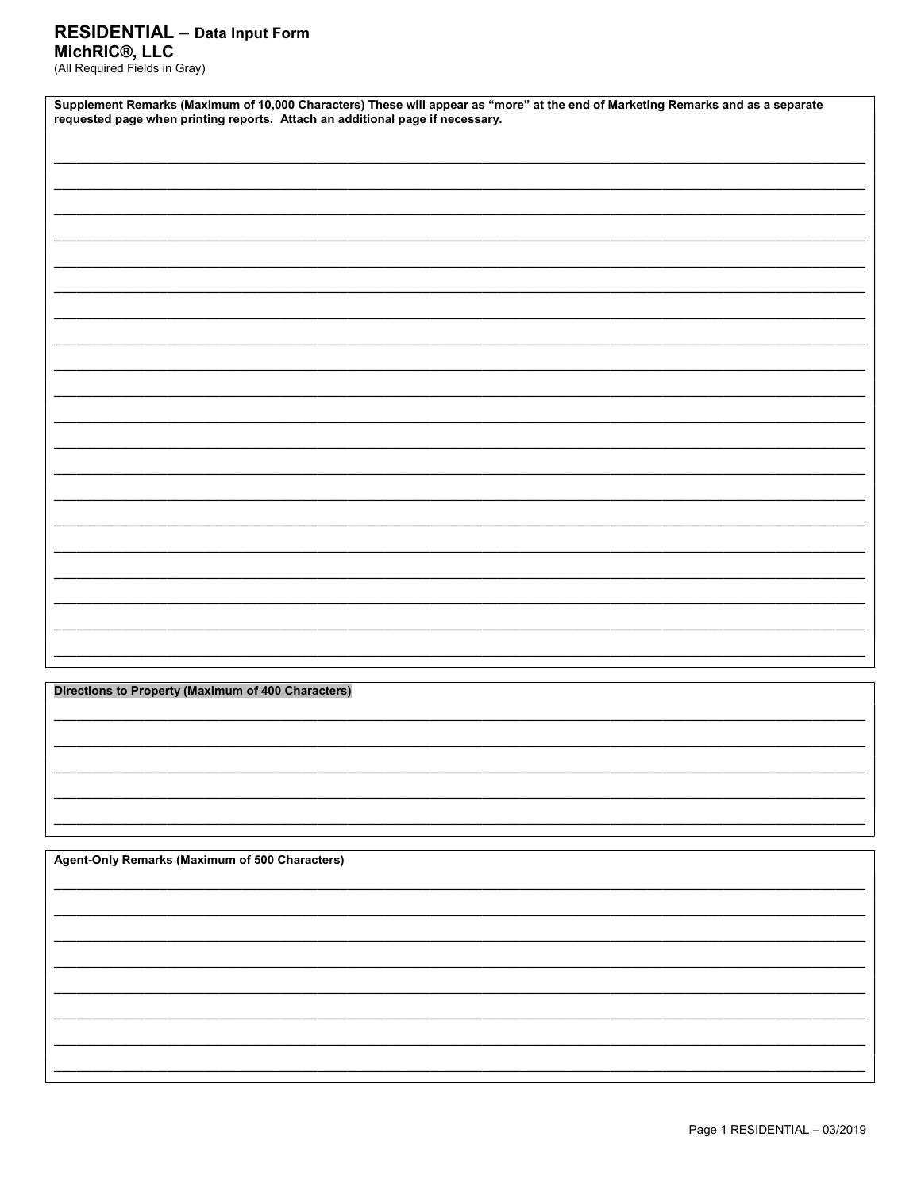# RESIDENTIAL – Data Input Form

**MichRIC®, LLC**

(All Required Fields in Gray)

**Supplement Remarks (Maximum of 10,000 Characters) These will appear as "more" at the end of Marketing Remarks and as a separate requested page when printing reports. Attach an additional page if necessary.**

______________________________________________________________________________________________________
______________________________________________________________________________________________________
______________________________________________________________________________________________________
______________________________________________________________________________________________________
______________________________________________________________________________________________________
______________________________________________________________________________________________________
______________________________________________________________________________________________________
______________________________________________________________________________________________________
______________________________________________________________________________________________________
______________________________________________________________________________________________________
______________________________________________________________________________________________________
______________________________________________________________________________________________________
______________________________________________________________________________________________________
______________________________________________________________________________________________________
______________________________________________________________________________________________________
______________________________________________________________________________________________________
______________________________________________________________________________________________________
______________________________________________________________________________________________________
______________________________________________________________________________________________________
______________________________________________________________________________________________________

**Directions to Property (Maximum of 400 Characters)**

______________________________________________________________________________________________________
______________________________________________________________________________________________________
______________________________________________________________________________________________________
______________________________________________________________________________________________________
______________________________________________________________________________________________________

**Agent-Only Remarks (Maximum of 500 Characters)**

______________________________________________________________________________________________________
______________________________________________________________________________________________________
______________________________________________________________________________________________________
______________________________________________________________________________________________________
______________________________________________________________________________________________________
______________________________________________________________________________________________________
______________________________________________________________________________________________________
______________________________________________________________________________________________________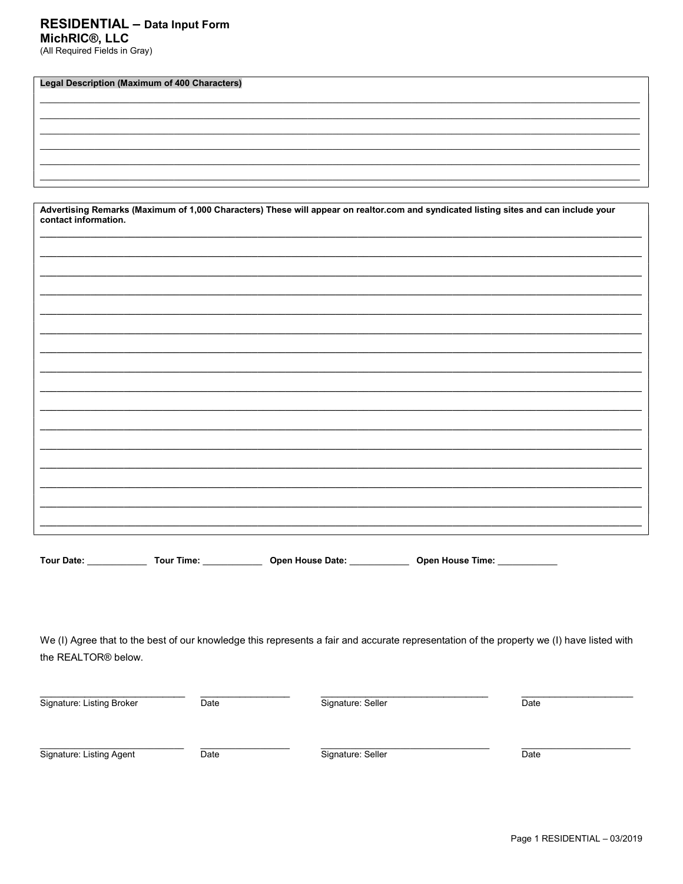# RESIDENTIAL – Data Input Form
**MichRIC®, LLC**
(All Required Fields in Gray)

**Legal Description (Maximum of 400 Characters)**

______________________________________________________________________________
______________________________________________________________________________
______________________________________________________________________________
______________________________________________________________________________
______________________________________________________________________________
______________________________________________________________________________

**Advertising Remarks (Maximum of 1,000 Characters) These will appear on realtor.com and syndicated listing sites and can include your contact information.**

______________________________________________________________________________
______________________________________________________________________________
______________________________________________________________________________
______________________________________________________________________________
______________________________________________________________________________
______________________________________________________________________________
______________________________________________________________________________
______________________________________________________________________________
______________________________________________________________________________
______________________________________________________________________________
______________________________________________________________________________
______________________________________________________________________________
______________________________________________________________________________
______________________________________________________________________________
______________________________________________________________________________
______________________________________________________________________________

**Tour Date:** ____________ **Tour Time:** ____________ **Open House Date:** ____________ **Open House Time:** ____________

We (I) Agree that to the best of our knowledge this represents a fair and accurate representation of the property we (I) have listed with the REALTOR® below.

| | | | |
|---|---|---|---|
| ____________________ | ____________ | ____________________ | ____________ |
| Signature: Listing Broker | Date | Signature: Seller | Date |
| ____________________ | ____________ | ____________________ | ____________ |
| Signature: Listing Agent | Date | Signature: Seller | Date |

Page 1 RESIDENTIAL – 03/2019